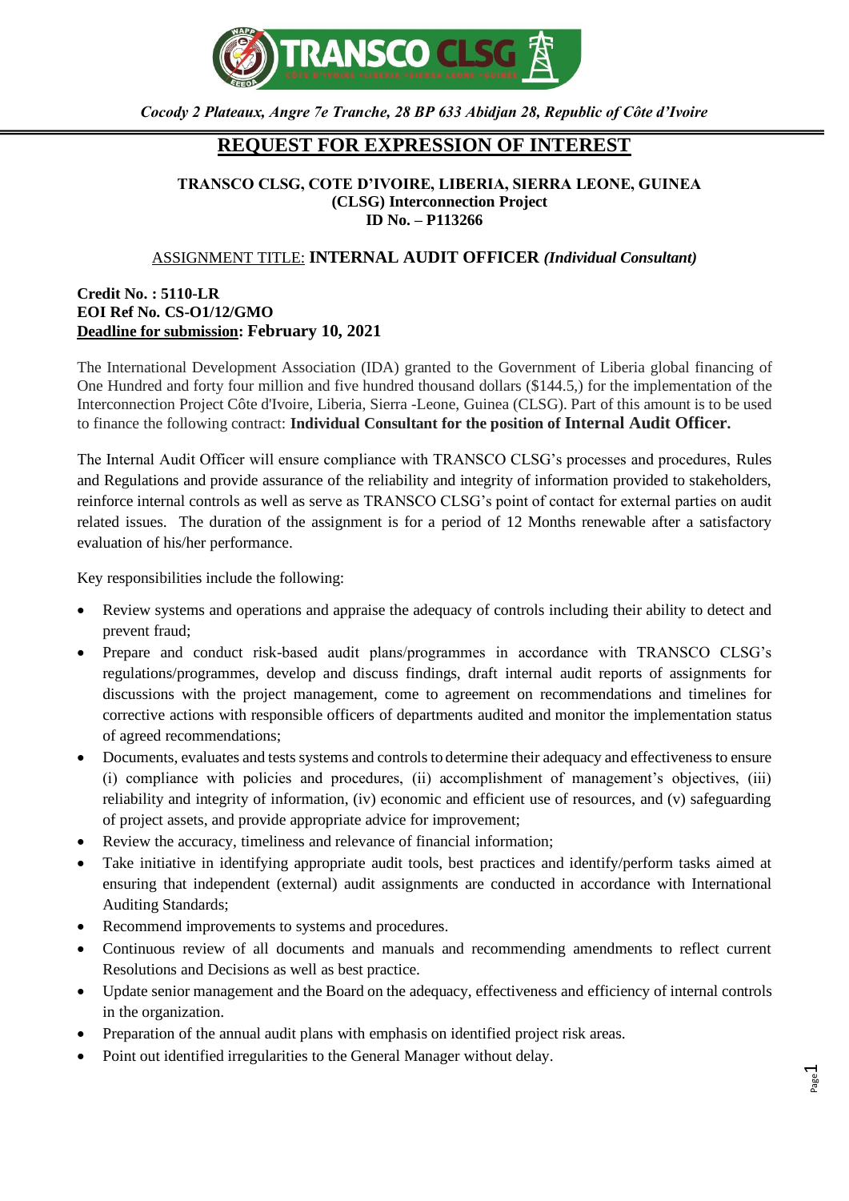Cocody 2 Plateaux, Angre 7e Tranche, 28 BP 633 Abidjan 28, Republic of Côte d'Ivoire

# REQUEST FOR EXPRESSION OF INTEREST

**TRANSCO CLSG, COTE D'IVOIRE, LIBERIA, SIERRA LEONE, GUINEA (CLSG) Interconnection Project**
**ID No. – P113266**

ASSIGNMENT TITLE: **INTERNAL AUDIT OFFICER** ***(Individual Consultant)***

**Credit No. : 5110-LR**
**EOI Ref No. CS-O1/12/GMO**
**Deadline for submission: February 10, 2021**

The International Development Association (IDA) granted to the Government of Liberia global financing of One Hundred and forty four million and five hundred thousand dollars ($144.5,) for the implementation of the Interconnection Project Côte d'Ivoire, Liberia, Sierra -Leone, Guinea (CLSG). Part of this amount is to be used to finance the following contract: **Individual Consultant for the position of Internal Audit Officer.**

The Internal Audit Officer will ensure compliance with TRANSCO CLSG's processes and procedures, Rules and Regulations and provide assurance of the reliability and integrity of information provided to stakeholders, reinforce internal controls as well as serve as TRANSCO CLSG's point of contact for external parties on audit related issues. The duration of the assignment is for a period of 12 Months renewable after a satisfactory evaluation of his/her performance.

Key responsibilities include the following:

- Review systems and operations and appraise the adequacy of controls including their ability to detect and prevent fraud;
- Prepare and conduct risk-based audit plans/programmes in accordance with TRANSCO CLSG's regulations/programmes, develop and discuss findings, draft internal audit reports of assignments for discussions with the project management, come to agreement on recommendations and timelines for corrective actions with responsible officers of departments audited and monitor the implementation status of agreed recommendations;
- Documents, evaluates and tests systems and controls to determine their adequacy and effectiveness to ensure (i) compliance with policies and procedures, (ii) accomplishment of management's objectives, (iii) reliability and integrity of information, (iv) economic and efficient use of resources, and (v) safeguarding of project assets, and provide appropriate advice for improvement;
- Review the accuracy, timeliness and relevance of financial information;
- Take initiative in identifying appropriate audit tools, best practices and identify/perform tasks aimed at ensuring that independent (external) audit assignments are conducted in accordance with International Auditing Standards;
- Recommend improvements to systems and procedures.
- Continuous review of all documents and manuals and recommending amendments to reflect current Resolutions and Decisions as well as best practice.
- Update senior management and the Board on the adequacy, effectiveness and efficiency of internal controls in the organization.
- Preparation of the annual audit plans with emphasis on identified project risk areas.
- Point out identified irregularities to the General Manager without delay.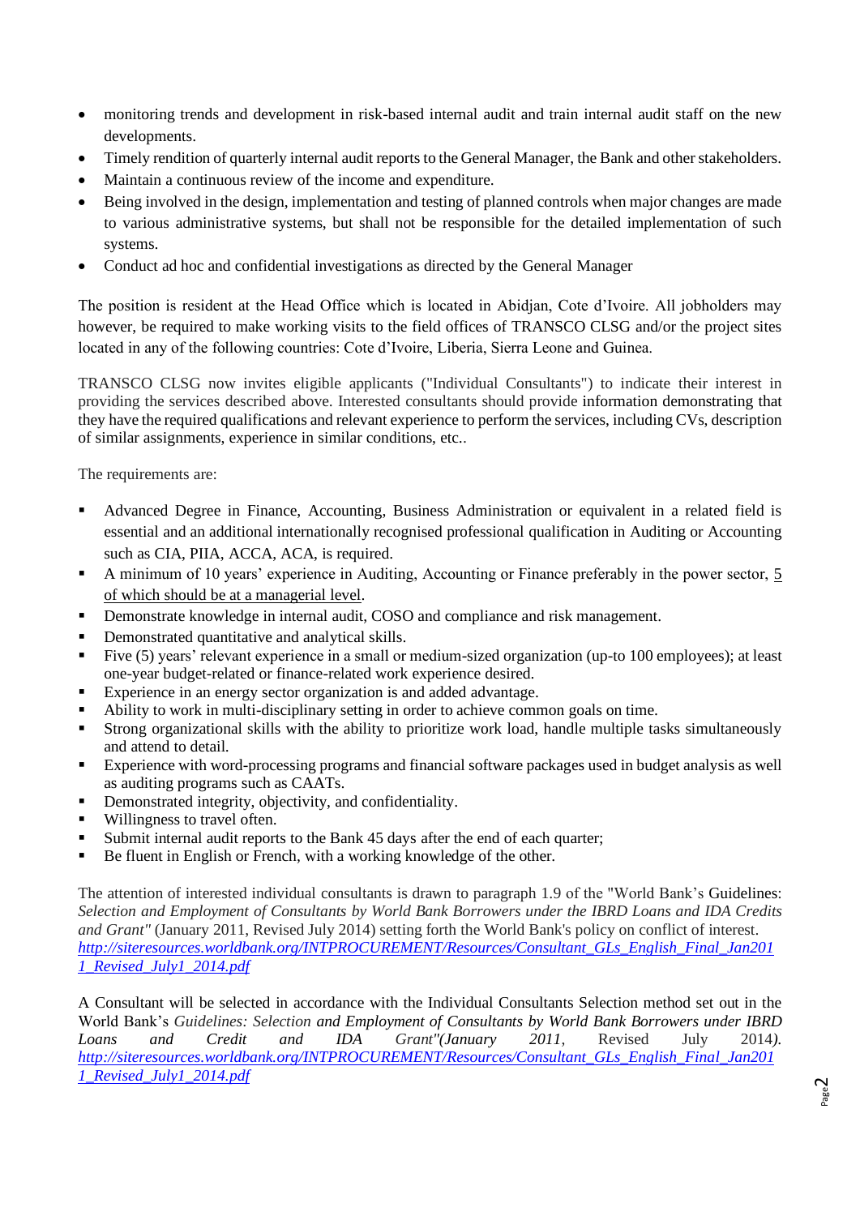- monitoring trends and development in risk-based internal audit and train internal audit staff on the new developments.
- Timely rendition of quarterly internal audit reports to the General Manager, the Bank and other stakeholders.
- Maintain a continuous review of the income and expenditure.
- Being involved in the design, implementation and testing of planned controls when major changes are made to various administrative systems, but shall not be responsible for the detailed implementation of such systems.
- Conduct ad hoc and confidential investigations as directed by the General Manager

The position is resident at the Head Office which is located in Abidjan, Cote d'Ivoire. All jobholders may however, be required to make working visits to the field offices of TRANSCO CLSG and/or the project sites located in any of the following countries: Cote d'Ivoire, Liberia, Sierra Leone and Guinea.

TRANSCO CLSG now invites eligible applicants ("Individual Consultants") to indicate their interest in providing the services described above. Interested consultants should provide information demonstrating that they have the required qualifications and relevant experience to perform the services, including CVs, description of similar assignments, experience in similar conditions, etc..

The requirements are:

- Advanced Degree in Finance, Accounting, Business Administration or equivalent in a related field is essential and an additional internationally recognised professional qualification in Auditing or Accounting such as CIA, PIIA, ACCA, ACA, is required.
- A minimum of 10 years' experience in Auditing, Accounting or Finance preferably in the power sector, <u>5 of which should be at a managerial level</u>.
- Demonstrate knowledge in internal audit, COSO and compliance and risk management.
- Demonstrated quantitative and analytical skills.
- Five (5) years' relevant experience in a small or medium-sized organization (up-to 100 employees); at least one-year budget-related or finance-related work experience desired.
- Experience in an energy sector organization is and added advantage.
- Ability to work in multi-disciplinary setting in order to achieve common goals on time.
- Strong organizational skills with the ability to prioritize work load, handle multiple tasks simultaneously and attend to detail.
- Experience with word-processing programs and financial software packages used in budget analysis as well as auditing programs such as CAATs.
- Demonstrated integrity, objectivity, and confidentiality.
- Willingness to travel often.
- Submit internal audit reports to the Bank 45 days after the end of each quarter;
- Be fluent in English or French, with a working knowledge of the other.

The attention of interested individual consultants is drawn to paragraph 1.9 of the "World Bank's Guidelines: *Selection and Employment of Consultants by World Bank Borrowers under the IBRD Loans and IDA Credits and Grant"* (January 2011, Revised July 2014) setting forth the World Bank's policy on conflict of interest. *http://siteresources.worldbank.org/INTPROCUREMENT/Resources/Consultant_GLs_English_Final_Jan2011_Revised_July1_2014.pdf*

A Consultant will be selected in accordance with the Individual Consultants Selection method set out in the World Bank's *Guidelines: Selection and Employment of Consultants by World Bank Borrowers under IBRD Loans and Credit and IDA Grant"(January 2011,* Revised July 2014*).* *http://siteresources.worldbank.org/INTPROCUREMENT/Resources/Consultant_GLs_English_Final_Jan2011_Revised_July1_2014.pdf*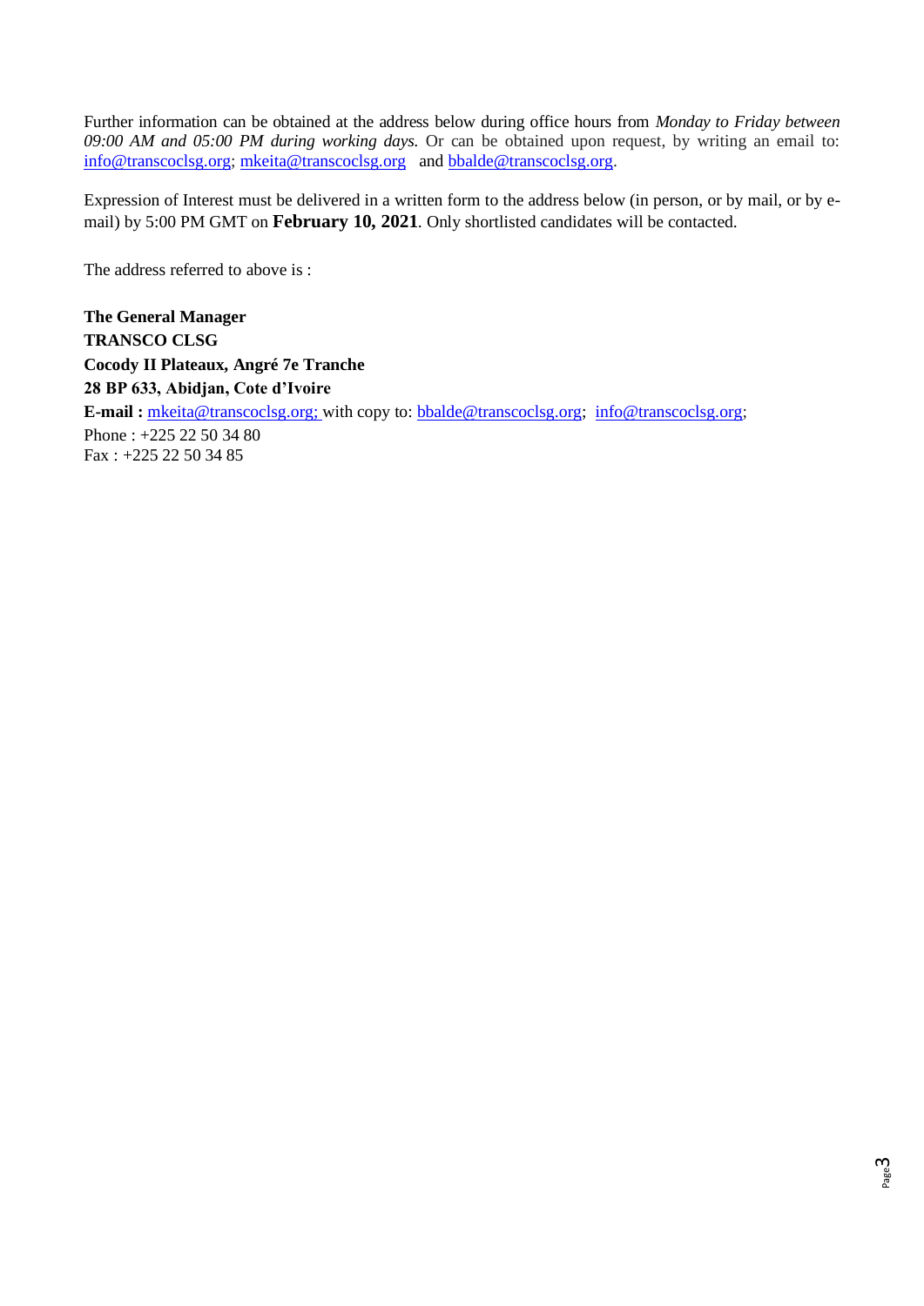Further information can be obtained at the address below during office hours from *Monday to Friday between 09:00 AM and 05:00 PM during working days.* Or can be obtained upon request, by writing an email to: info@transcoclsg.org; mkeita@transcoclsg.org and bbalde@transcoclsg.org.

Expression of Interest must be delivered in a written form to the address below (in person, or by mail, or by e-mail) by 5:00 PM GMT on **February 10, 2021**. Only shortlisted candidates will be contacted.

The address referred to above is :

**The General Manager**
**TRANSCO CLSG**
**Cocody II Plateaux, Angré 7e Tranche**
**28 BP 633, Abidjan, Cote d'Ivoire**
**E-mail :** mkeita@transcoclsg.org; with copy to: bbalde@transcoclsg.org; info@transcoclsg.org;
Phone : +225 22 50 34 80
Fax : +225 22 50 34 85